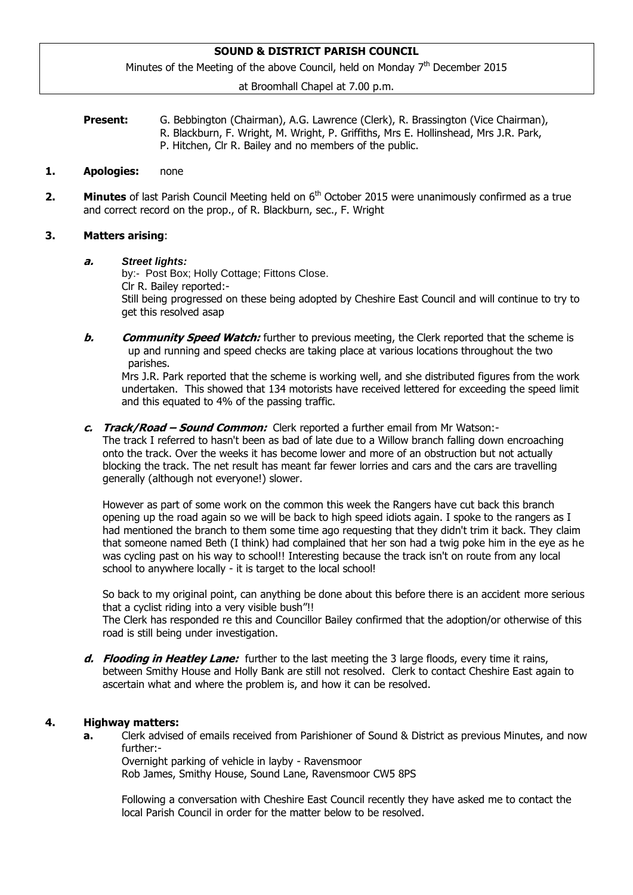**SOUND & DISTRICT PARISH COUNCIL**

Minutes of the Meeting of the above Council, held on Monday 7th December 2015

at Broomhall Chapel at 7.00 p.m.

**Present:** G. Bebbington (Chairman), A.G. Lawrence (Clerk), R. Brassington (Vice Chairman), R. Blackburn, F. Wright, M. Wright, P. Griffiths, Mrs E. Hollinshead, Mrs J.R. Park, P. Hitchen, Clr R. Bailey and no members of the public.

**1. Apologies:** none

**2. Minutes** of last Parish Council Meeting held on 6th October 2015 were unanimously confirmed as a true and correct record on the prop., of R. Blackburn, sec., F. Wright

**3. Matters arising**:

**a.** ***Street lights:***
by:- Post Box; Holly Cottage; Fittons Close.
Clr R. Bailey reported:-
Still being progressed on these being adopted by Cheshire East Council and will continue to try to get this resolved asap

**b.** ***Community Speed Watch:*** further to previous meeting, the Clerk reported that the scheme is up and running and speed checks are taking place at various locations throughout the two parishes.
Mrs J.R. Park reported that the scheme is working well, and she distributed figures from the work undertaken. This showed that 134 motorists have received lettered for exceeding the speed limit and this equated to 4% of the passing traffic.

**c.** ***Track/Road – Sound Common:*** Clerk reported a further email from Mr Watson:-
The track I referred to hasn't been as bad of late due to a Willow branch falling down encroaching onto the track. Over the weeks it has become lower and more of an obstruction but not actually blocking the track. The net result has meant far fewer lorries and cars and the cars are travelling generally (although not everyone!) slower.

However as part of some work on the common this week the Rangers have cut back this branch opening up the road again so we will be back to high speed idiots again. I spoke to the rangers as I had mentioned the branch to them some time ago requesting that they didn't trim it back. They claim that someone named Beth (I think) had complained that her son had a twig poke him in the eye as he was cycling past on his way to school!! Interesting because the track isn't on route from any local school to anywhere locally - it is target to the local school!

So back to my original point, can anything be done about this before there is an accident more serious that a cyclist riding into a very visible bush"!!
The Clerk has responded re this and Councillor Bailey confirmed that the adoption/or otherwise of this road is still being under investigation.

**d.** ***Flooding in Heatley Lane:*** further to the last meeting the 3 large floods, every time it rains, between Smithy House and Holly Bank are still not resolved. Clerk to contact Cheshire East again to ascertain what and where the problem is, and how it can be resolved.

**4. Highway matters:**

**a.** Clerk advised of emails received from Parishioner of Sound & District as previous Minutes, and now further:-
Overnight parking of vehicle in layby - Ravensmoor
Rob James, Smithy House, Sound Lane, Ravensmoor CW5 8PS

Following a conversation with Cheshire East Council recently they have asked me to contact the local Parish Council in order for the matter below to be resolved.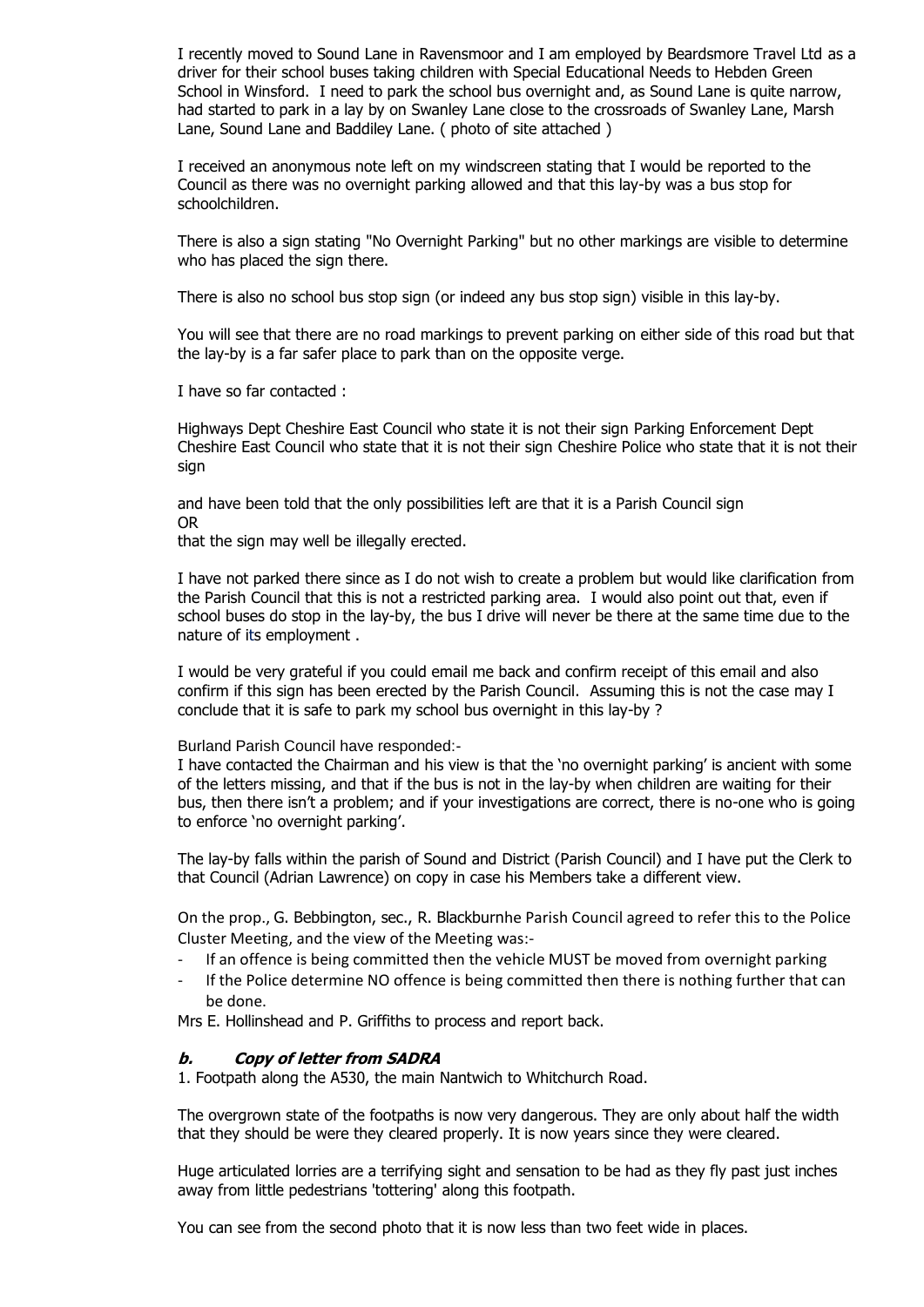I recently moved to Sound Lane in Ravensmoor and I am employed by Beardsmore Travel Ltd as a driver for their school buses taking children with Special Educational Needs to Hebden Green School in Winsford. I need to park the school bus overnight and, as Sound Lane is quite narrow, had started to park in a lay by on Swanley Lane close to the crossroads of Swanley Lane, Marsh Lane, Sound Lane and Baddiley Lane. ( photo of site attached )

I received an anonymous note left on my windscreen stating that I would be reported to the Council as there was no overnight parking allowed and that this lay-by was a bus stop for schoolchildren.

There is also a sign stating "No Overnight Parking" but no other markings are visible to determine who has placed the sign there.

There is also no school bus stop sign (or indeed any bus stop sign) visible in this lay-by.

You will see that there are no road markings to prevent parking on either side of this road but that the lay-by is a far safer place to park than on the opposite verge.

I have so far contacted :

Highways Dept Cheshire East Council who state it is not their sign Parking Enforcement Dept Cheshire East Council who state that it is not their sign Cheshire Police who state that it is not their sign

and have been told that the only possibilities left are that it is a Parish Council sign
OR
that the sign may well be illegally erected.

I have not parked there since as I do not wish to create a problem but would like clarification from the Parish Council that this is not a restricted parking area. I would also point out that, even if school buses do stop in the lay-by, the bus I drive will never be there at the same time due to the nature of its employment .

I would be very grateful if you could email me back and confirm receipt of this email and also confirm if this sign has been erected by the Parish Council. Assuming this is not the case may I conclude that it is safe to park my school bus overnight in this lay-by ?

Burland Parish Council have responded:-
I have contacted the Chairman and his view is that the 'no overnight parking' is ancient with some of the letters missing, and that if the bus is not in the lay-by when children are waiting for their bus, then there isn't a problem; and if your investigations are correct, there is no-one who is going to enforce 'no overnight parking'.

The lay-by falls within the parish of Sound and District (Parish Council) and I have put the Clerk to that Council (Adrian Lawrence) on copy in case his Members take a different view.

On the prop., G. Bebbington, sec., R. Blackburnhe Parish Council agreed to refer this to the Police Cluster Meeting, and the view of the Meeting was:-

- If an offence is being committed then the vehicle MUST be moved from overnight parking
- If the Police determine NO offence is being committed then there is nothing further that can be done.

Mrs E. Hollinshead and P. Griffiths to process and report back.

### ***b. Copy of letter from SADRA***

1. Footpath along the A530, the main Nantwich to Whitchurch Road.

The overgrown state of the footpaths is now very dangerous. They are only about half the width that they should be were they cleared properly. It is now years since they were cleared.

Huge articulated lorries are a terrifying sight and sensation to be had as they fly past just inches away from little pedestrians 'tottering' along this footpath.

You can see from the second photo that it is now less than two feet wide in places.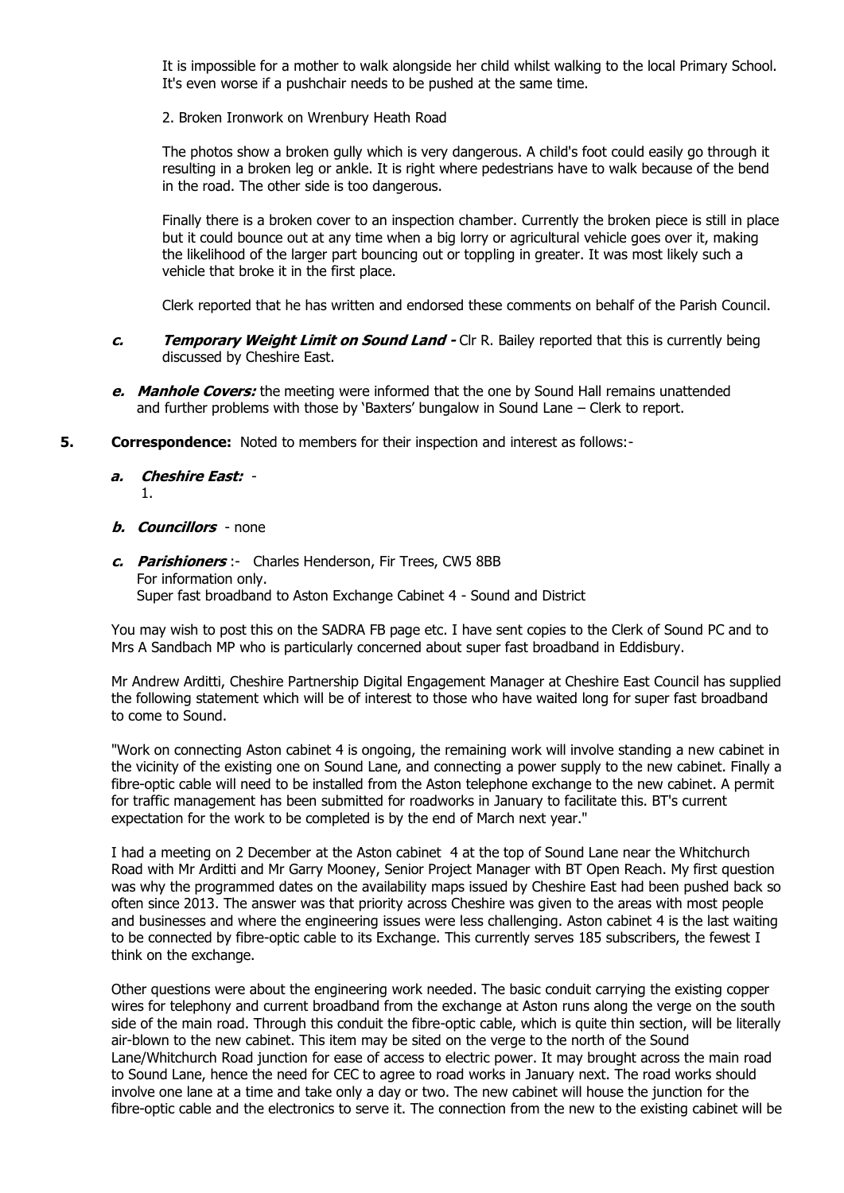It is impossible for a mother to walk alongside her child whilst walking to the local Primary School. It's even worse if a pushchair needs to be pushed at the same time.

2. Broken Ironwork on Wrenbury Heath Road

The photos show a broken gully which is very dangerous. A child's foot could easily go through it resulting in a broken leg or ankle. It is right where pedestrians have to walk because of the bend in the road. The other side is too dangerous.

Finally there is a broken cover to an inspection chamber. Currently the broken piece is still in place but it could bounce out at any time when a big lorry or agricultural vehicle goes over it, making the likelihood of the larger part bouncing out or toppling in greater. It was most likely such a vehicle that broke it in the first place.

Clerk reported that he has written and endorsed these comments on behalf of the Parish Council.

***c. Temporary Weight Limit on Sound Land -*** Clr R. Bailey reported that this is currently being discussed by Cheshire East.

***e. Manhole Covers:*** the meeting were informed that the one by Sound Hall remains unattended and further problems with those by 'Baxters' bungalow in Sound Lane – Clerk to report.

**5. Correspondence:** Noted to members for their inspection and interest as follows:-

***a. Cheshire East:*** -
1.

***b. Councillors*** - none

***c. Parishioners*** :- Charles Henderson, Fir Trees, CW5 8BB
For information only.
Super fast broadband to Aston Exchange Cabinet 4 - Sound and District

You may wish to post this on the SADRA FB page etc. I have sent copies to the Clerk of Sound PC and to Mrs A Sandbach MP who is particularly concerned about super fast broadband in Eddisbury.

Mr Andrew Arditti, Cheshire Partnership Digital Engagement Manager at Cheshire East Council has supplied the following statement which will be of interest to those who have waited long for super fast broadband to come to Sound.

"Work on connecting Aston cabinet 4 is ongoing, the remaining work will involve standing a new cabinet in the vicinity of the existing one on Sound Lane, and connecting a power supply to the new cabinet. Finally a fibre-optic cable will need to be installed from the Aston telephone exchange to the new cabinet. A permit for traffic management has been submitted for roadworks in January to facilitate this. BT's current expectation for the work to be completed is by the end of March next year."

I had a meeting on 2 December at the Aston cabinet 4 at the top of Sound Lane near the Whitchurch Road with Mr Arditti and Mr Garry Mooney, Senior Project Manager with BT Open Reach. My first question was why the programmed dates on the availability maps issued by Cheshire East had been pushed back so often since 2013. The answer was that priority across Cheshire was given to the areas with most people and businesses and where the engineering issues were less challenging. Aston cabinet 4 is the last waiting to be connected by fibre-optic cable to its Exchange. This currently serves 185 subscribers, the fewest I think on the exchange.

Other questions were about the engineering work needed. The basic conduit carrying the existing copper wires for telephony and current broadband from the exchange at Aston runs along the verge on the south side of the main road. Through this conduit the fibre-optic cable, which is quite thin section, will be literally air-blown to the new cabinet. This item may be sited on the verge to the north of the Sound Lane/Whitchurch Road junction for ease of access to electric power. It may brought across the main road to Sound Lane, hence the need for CEC to agree to road works in January next. The road works should involve one lane at a time and take only a day or two. The new cabinet will house the junction for the fibre-optic cable and the electronics to serve it. The connection from the new to the existing cabinet will be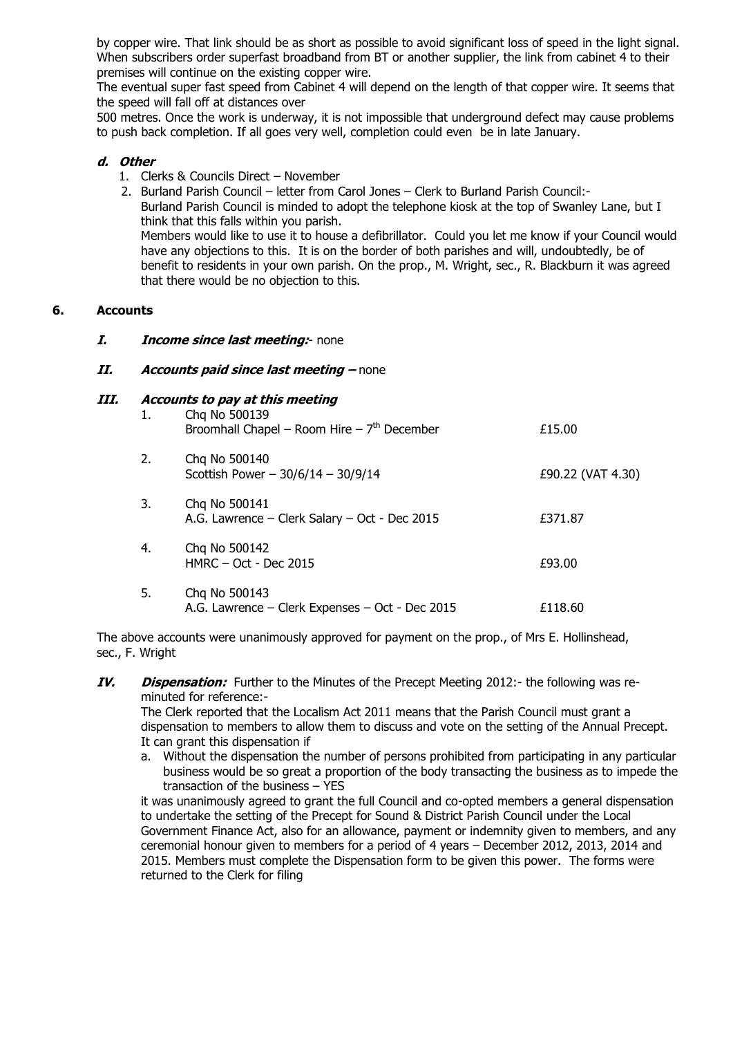by copper wire. That link should be as short as possible to avoid significant loss of speed in the light signal. When subscribers order superfast broadband from BT or another supplier, the link from cabinet 4 to their premises will continue on the existing copper wire.

The eventual super fast speed from Cabinet 4 will depend on the length of that copper wire. It seems that the speed will fall off at distances over

500 metres. Once the work is underway, it is not impossible that underground defect may cause problems to push back completion. If all goes very well, completion could even be in late January.

### d. *Other*

1. Clerks & Councils Direct – November
2. Burland Parish Council – letter from Carol Jones – Clerk to Burland Parish Council:-
   Burland Parish Council is minded to adopt the telephone kiosk at the top of Swanley Lane, but I think that this falls within you parish.
   Members would like to use it to house a defibrillator. Could you let me know if your Council would have any objections to this. It is on the border of both parishes and will, undoubtedly, be of benefit to residents in your own parish. On the prop., M. Wright, sec., R. Blackburn it was agreed that there would be no objection to this.

## 6. Accounts

**I. *Income since last meeting:*-** none

**II. *Accounts paid since last meeting –*** none

**III. *Accounts to pay at this meeting***

| | | |
|---|---|---|
| 1. | Chq No 500139<br>Broomhall Chapel – Room Hire – 7th December | £15.00 |
| 2. | Chq No 500140<br>Scottish Power – 30/6/14 – 30/9/14 | £90.22 (VAT 4.30) |
| 3. | Chq No 500141<br>A.G. Lawrence – Clerk Salary – Oct - Dec 2015 | £371.87 |
| 4. | Chq No 500142<br>HMRC – Oct - Dec 2015 | £93.00 |
| 5. | Chq No 500143<br>A.G. Lawrence – Clerk Expenses – Oct - Dec 2015 | £118.60 |

The above accounts were unanimously approved for payment on the prop., of Mrs E. Hollinshead, sec., F. Wright

**IV. *Dispensation:*** Further to the Minutes of the Precept Meeting 2012:- the following was re-minuted for reference:-

The Clerk reported that the Localism Act 2011 means that the Parish Council must grant a dispensation to members to allow them to discuss and vote on the setting of the Annual Precept. It can grant this dispensation if

a. Without the dispensation the number of persons prohibited from participating in any particular business would be so great a proportion of the body transacting the business as to impede the transaction of the business – YES

it was unanimously agreed to grant the full Council and co-opted members a general dispensation to undertake the setting of the Precept for Sound & District Parish Council under the Local Government Finance Act, also for an allowance, payment or indemnity given to members, and any ceremonial honour given to members for a period of 4 years – December 2012, 2013, 2014 and 2015. Members must complete the Dispensation form to be given this power. The forms were returned to the Clerk for filing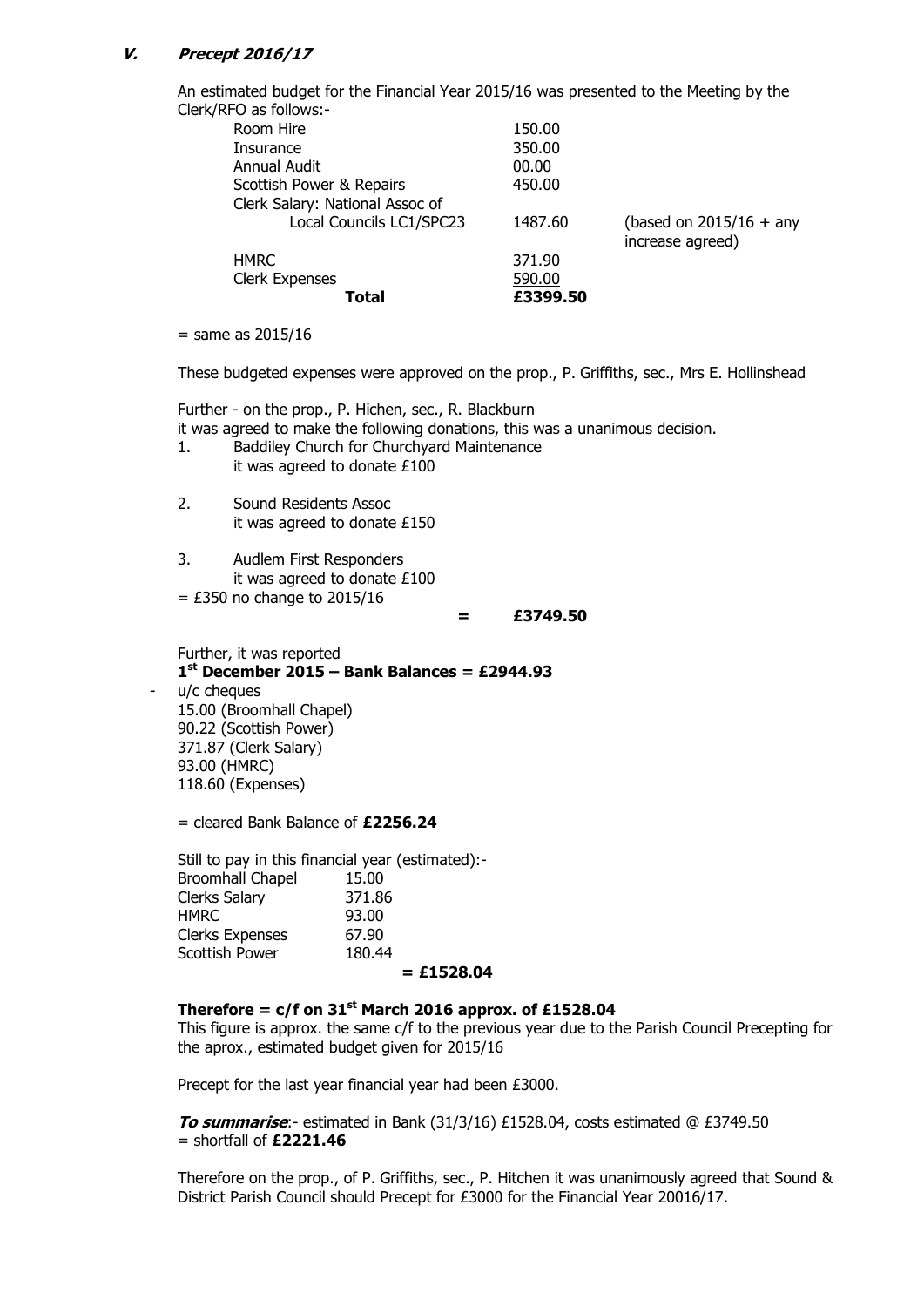## V. *Precept 2016/17*

An estimated budget for the Financial Year 2015/16 was presented to the Meeting by the Clerk/RFO as follows:-

| | | |
|---|---|---|
| Room Hire | 150.00 | |
| Insurance | 350.00 | |
| Annual Audit | 00.00 | |
| Scottish Power & Repairs | 450.00 | |
| Clerk Salary: National Assoc of Local Councils LC1/SPC23 | 1487.60 | (based on 2015/16 + any increase agreed) |
| HMRC | 371.90 | |
| Clerk Expenses | 590.00 | |
| **Total** | **£3399.50** | |

= same as 2015/16

These budgeted expenses were approved on the prop., P. Griffiths, sec., Mrs E. Hollinshead

Further - on the prop., P. Hichen, sec., R. Blackburn
it was agreed to make the following donations, this was a unanimous decision.

1. Baddiley Church for Churchyard Maintenance
   it was agreed to donate £100

2. Sound Residents Assoc
   it was agreed to donate £150

3. Audlem First Responders
   it was agreed to donate £100

= £350 no change to 2015/16

**= £3749.50**

Further, it was reported
**1st December 2015 – Bank Balances = £2944.93**

- u/c cheques
  15.00 (Broomhall Chapel)
  90.22 (Scottish Power)
  371.87 (Clerk Salary)
  93.00 (HMRC)
  118.60 (Expenses)

= cleared Bank Balance of **£2256.24**

Still to pay in this financial year (estimated):-

| | |
|---|---|
| Broomhall Chapel | 15.00 |
| Clerks Salary | 371.86 |
| HMRC | 93.00 |
| Clerks Expenses | 67.90 |
| Scottish Power | 180.44 |
| | **= £1528.04** |

**Therefore = c/f on 31st March 2016 approx. of £1528.04**
This figure is approx. the same c/f to the previous year due to the Parish Council Precepting for the aprox., estimated budget given for 2015/16

Precept for the last year financial year had been £3000.

***To summarise***:- estimated in Bank (31/3/16) £1528.04, costs estimated @ £3749.50 = shortfall of **£2221.46**

Therefore on the prop., of P. Griffiths, sec., P. Hitchen it was unanimously agreed that Sound & District Parish Council should Precept for £3000 for the Financial Year 20016/17.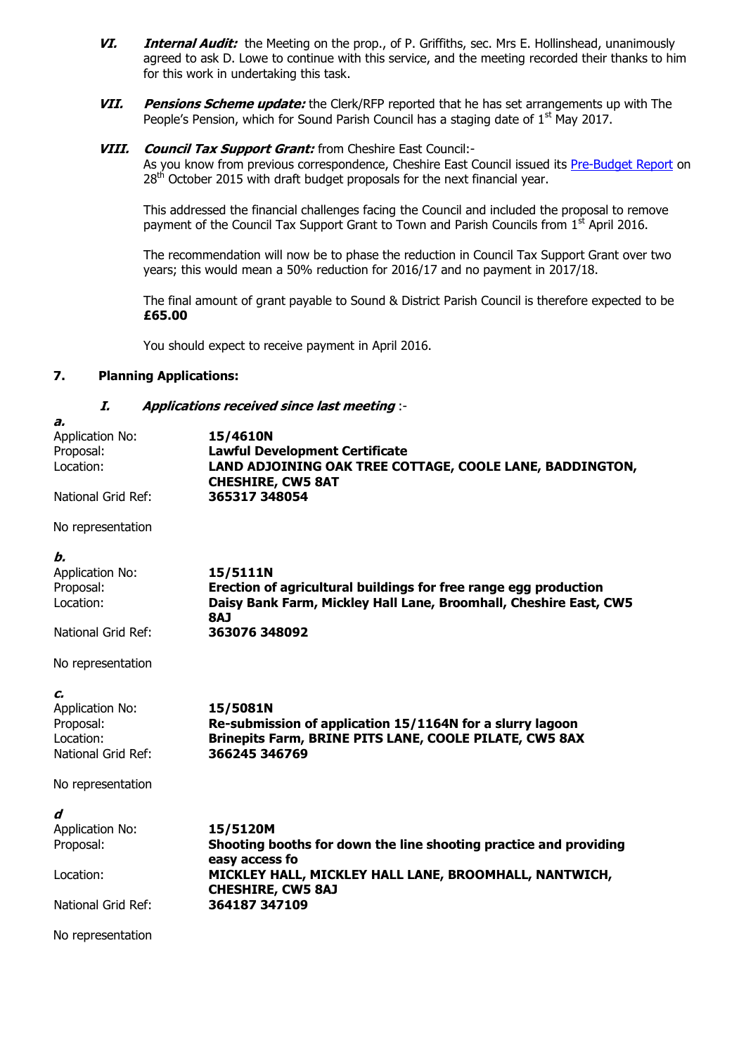VI. ***Internal Audit:*** the Meeting on the prop., of P. Griffiths, sec. Mrs E. Hollinshead, unanimously agreed to ask D. Lowe to continue with this service, and the meeting recorded their thanks to him for this work in undertaking this task.

VII. ***Pensions Scheme update:*** the Clerk/RFP reported that he has set arrangements up with The People's Pension, which for Sound Parish Council has a staging date of 1st May 2017.

VIII. ***Council Tax Support Grant:*** from Cheshire East Council:-

As you know from previous correspondence, Cheshire East Council issued its Pre-Budget Report on 28th October 2015 with draft budget proposals for the next financial year.

This addressed the financial challenges facing the Council and included the proposal to remove payment of the Council Tax Support Grant to Town and Parish Councils from 1st April 2016.

The recommendation will now be to phase the reduction in Council Tax Support Grant over two years; this would mean a 50% reduction for 2016/17 and no payment in 2017/18.

The final amount of grant payable to Sound & District Parish Council is therefore expected to be **£65.00**

You should expect to receive payment in April 2016.

**7. Planning Applications:**

***I. Applications received since last meeting*** :-

***a.***

| | |
|---|---|
| Application No: | **15/4610N** |
| Proposal: | **Lawful Development Certificate** |
| Location: | **LAND ADJOINING OAK TREE COTTAGE, COOLE LANE, BADDINGTON, CHESHIRE, CW5 8AT** |
| National Grid Ref: | **365317 348054** |

No representation

***b.***

| | |
|---|---|
| Application No: | **15/5111N** |
| Proposal: | **Erection of agricultural buildings for free range egg production** |
| Location: | **Daisy Bank Farm, Mickley Hall Lane, Broomhall, Cheshire East, CW5 8AJ** |
| National Grid Ref: | **363076 348092** |

No representation

***c.***

| | |
|---|---|
| Application No: | **15/5081N** |
| Proposal: | **Re-submission of application 15/1164N for a slurry lagoon** |
| Location: | **Brinepits Farm, BRINE PITS LANE, COOLE PILATE, CW5 8AX** |
| National Grid Ref: | **366245 346769** |

No representation

***d***

| | |
|---|---|
| Application No: | **15/5120M** |
| Proposal: | **Shooting booths for down the line shooting practice and providing easy access fo** |
| Location: | **MICKLEY HALL, MICKLEY HALL LANE, BROOMHALL, NANTWICH, CHESHIRE, CW5 8AJ** |
| National Grid Ref: | **364187 347109** |

No representation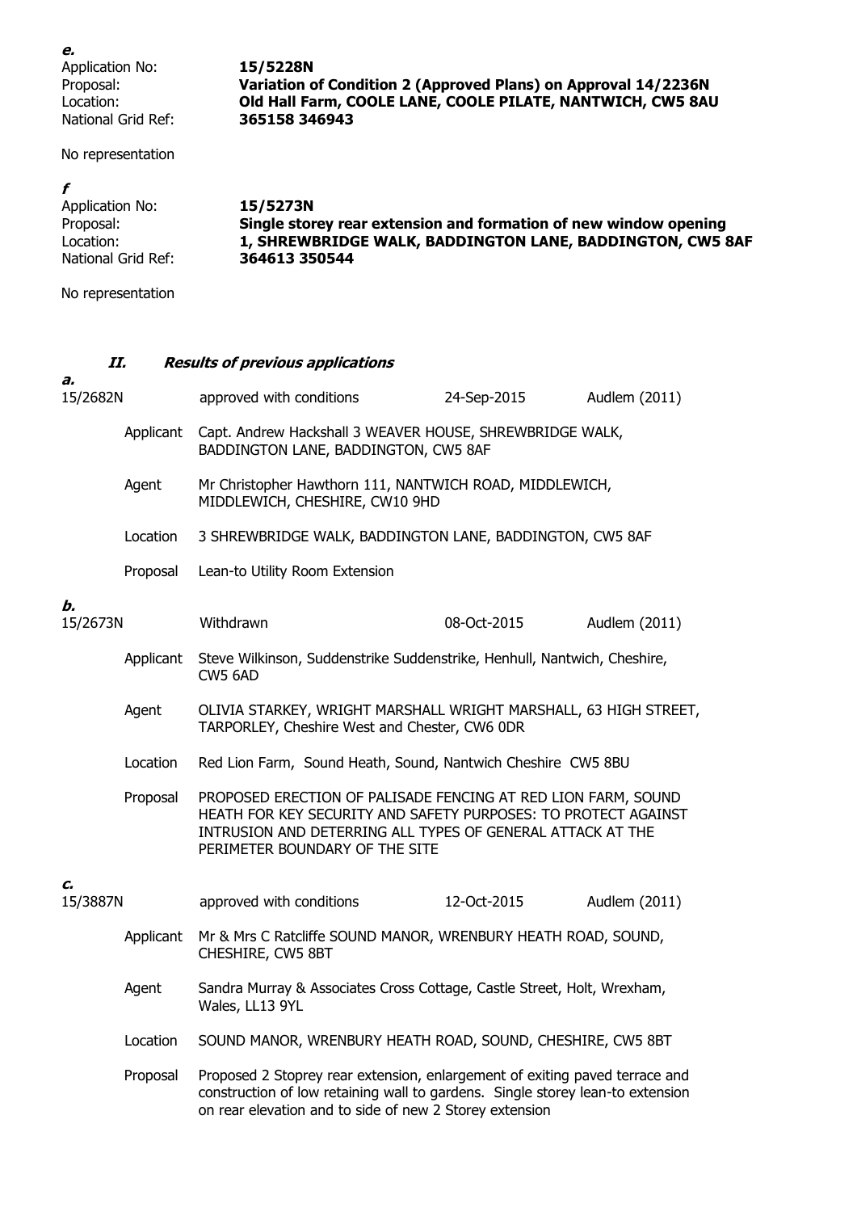***e.***

Application No: **15/5228N**
Proposal: **Variation of Condition 2 (Approved Plans) on Approval 14/2236N**
Location: **Old Hall Farm, COOLE LANE, COOLE PILATE, NANTWICH, CW5 8AU**
National Grid Ref: **365158 346943**

No representation

***f***

Application No: **15/5273N**
Proposal: **Single storey rear extension and formation of new window opening**
Location: **1, SHREWBRIDGE WALK, BADDINGTON LANE, BADDINGTON, CW5 8AF**
National Grid Ref: **364613 350544**

No representation

## ***II. Results of previous applications***

***a.***

15/2682N | approved with conditions | 24-Sep-2015 | Audlem (2011)

Applicant: Capt. Andrew Hackshall 3 WEAVER HOUSE, SHREWBRIDGE WALK, BADDINGTON LANE, BADDINGTON, CW5 8AF

Agent: Mr Christopher Hawthorn 111, NANTWICH ROAD, MIDDLEWICH, MIDDLEWICH, CHESHIRE, CW10 9HD

Location: 3 SHREWBRIDGE WALK, BADDINGTON LANE, BADDINGTON, CW5 8AF

Proposal: Lean-to Utility Room Extension

***b.***

15/2673N | Withdrawn | 08-Oct-2015 | Audlem (2011)

Applicant: Steve Wilkinson, Suddenstrike Suddenstrike, Henhull, Nantwich, Cheshire, CW5 6AD

Agent: OLIVIA STARKEY, WRIGHT MARSHALL WRIGHT MARSHALL, 63 HIGH STREET, TARPORLEY, Cheshire West and Chester, CW6 0DR

Location: Red Lion Farm, Sound Heath, Sound, Nantwich Cheshire CW5 8BU

Proposal: PROPOSED ERECTION OF PALISADE FENCING AT RED LION FARM, SOUND HEATH FOR KEY SECURITY AND SAFETY PURPOSES: TO PROTECT AGAINST INTRUSION AND DETERRING ALL TYPES OF GENERAL ATTACK AT THE PERIMETER BOUNDARY OF THE SITE

***c.***

15/3887N | approved with conditions | 12-Oct-2015 | Audlem (2011)

Applicant: Mr & Mrs C Ratcliffe SOUND MANOR, WRENBURY HEATH ROAD, SOUND, CHESHIRE, CW5 8BT

Agent: Sandra Murray & Associates Cross Cottage, Castle Street, Holt, Wrexham, Wales, LL13 9YL

Location: SOUND MANOR, WRENBURY HEATH ROAD, SOUND, CHESHIRE, CW5 8BT

Proposal: Proposed 2 Stoprey rear extension, enlargement of exiting paved terrace and construction of low retaining wall to gardens. Single storey lean-to extension on rear elevation and to side of new 2 Storey extension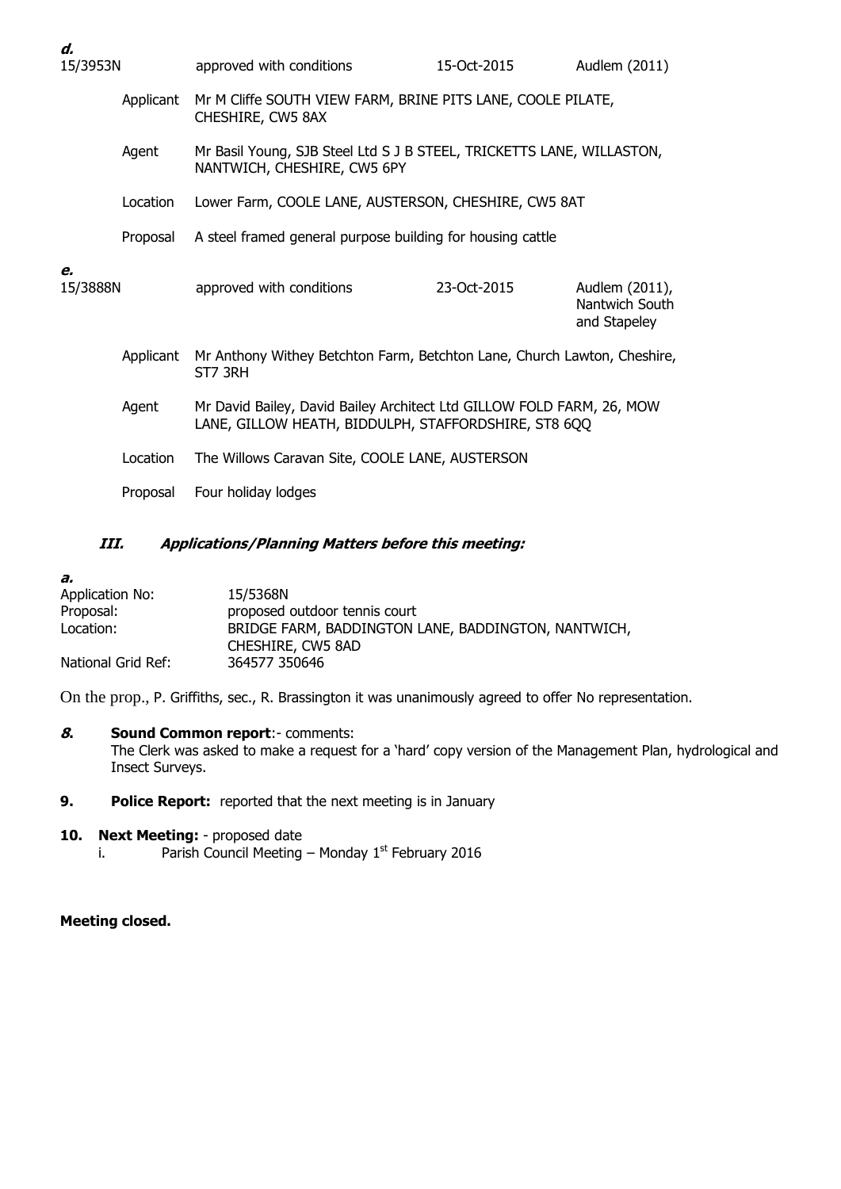***d.***

| | | | |
|---|---|---|---|
| 15/3953N | approved with conditions | 15-Oct-2015 | Audlem (2011) |
| Applicant | Mr M Cliffe SOUTH VIEW FARM, BRINE PITS LANE, COOLE PILATE, CHESHIRE, CW5 8AX | | |
| Agent | Mr Basil Young, SJB Steel Ltd S J B STEEL, TRICKETTS LANE, WILLASTON, NANTWICH, CHESHIRE, CW5 6PY | | |
| Location | Lower Farm, COOLE LANE, AUSTERSON, CHESHIRE, CW5 8AT | | |
| Proposal | A steel framed general purpose building for housing cattle | | |

***e.***

| | | | |
|---|---|---|---|
| 15/3888N | approved with conditions | 23-Oct-2015 | Audlem (2011), Nantwich South and Stapeley |
| Applicant | Mr Anthony Withey Betchton Farm, Betchton Lane, Church Lawton, Cheshire, ST7 3RH | | |
| Agent | Mr David Bailey, David Bailey Architect Ltd GILLOW FOLD FARM, 26, MOW LANE, GILLOW HEATH, BIDDULPH, STAFFORDSHIRE, ST8 6QQ | | |
| Location | The Willows Caravan Site, COOLE LANE, AUSTERSON | | |
| Proposal | Four holiday lodges | | |

### ***III. Applications/Planning Matters before this meeting:***

***a.***

| | |
|---|---|
| Application No: | 15/5368N |
| Proposal: | proposed outdoor tennis court |
| Location: | BRIDGE FARM, BADDINGTON LANE, BADDINGTON, NANTWICH, CHESHIRE, CW5 8AD |
| National Grid Ref: | 364577 350646 |

On the prop., P. Griffiths, sec., R. Brassington it was unanimously agreed to offer No representation.

***8.*** **Sound Common report**:- comments:
The Clerk was asked to make a request for a 'hard' copy version of the Management Plan, hydrological and Insect Surveys.

**9. Police Report:** reported that the next meeting is in January

**10. Next Meeting:** - proposed date

i. Parish Council Meeting – Monday 1st February 2016

**Meeting closed.**